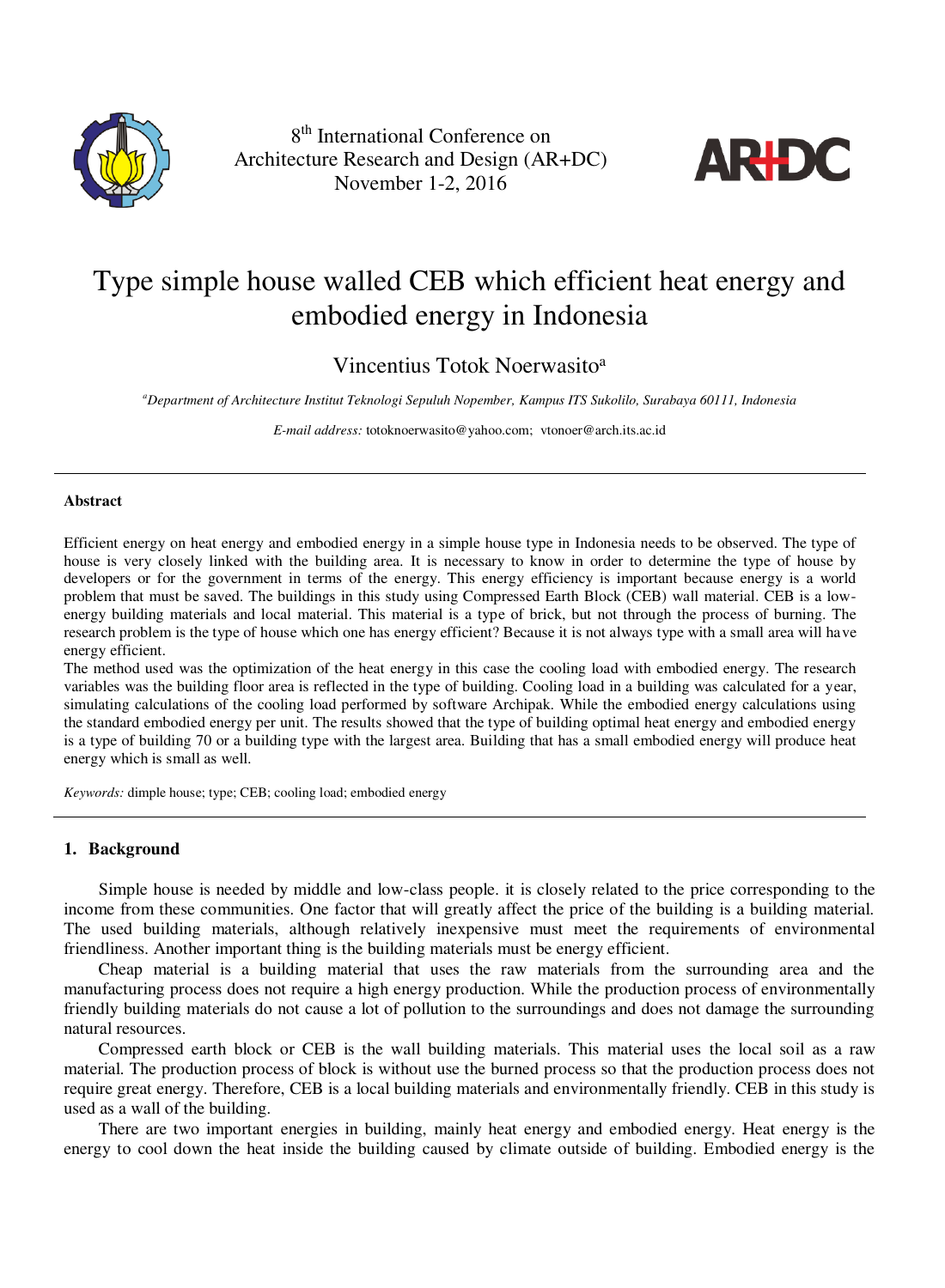8th International Conference on Architecture Research and Design (AR+DC)
November 1-2, 2016

# Type simple house walled CEB which efficient heat energy and embodied energy in Indonesia

Vincentius Totok Noerwasito[a]

[a]*Department of Architecture Institut Teknologi Sepuluh Nopember, Kampus ITS Sukolilo, Surabaya 60111, Indonesia*

*E-mail address:* totoknoerwasito@yahoo.com; vtonoer@arch.its.ac.id

---

**Abstract**

Efficient energy on heat energy and embodied energy in a simple house type in Indonesia needs to be observed. The type of house is very closely linked with the building area. It is necessary to know in order to determine the type of house by developers or for the government in terms of the energy. This energy efficiency is important because energy is a world problem that must be saved. The buildings in this study using Compressed Earth Block (CEB) wall material. CEB is a low-energy building materials and local material. This material is a type of brick, but not through the process of burning. The research problem is the type of house which one has energy efficient? Because it is not always type with a small area will have energy efficient.

The method used was the optimization of the heat energy in this case the cooling load with embodied energy. The research variables was the building floor area is reflected in the type of building. Cooling load in a building was calculated for a year, simulating calculations of the cooling load performed by software Archipak. While the embodied energy calculations using the standard embodied energy per unit. The results showed that the type of building optimal heat energy and embodied energy is a type of building 70 or a building type with the largest area. Building that has a small embodied energy will produce heat energy which is small as well.

*Keywords:* dimple house; type; CEB; cooling load; embodied energy

---

## 1. Background

Simple house is needed by middle and low-class people. it is closely related to the price corresponding to the income from these communities. One factor that will greatly affect the price of the building is a building material. The used building materials, although relatively inexpensive must meet the requirements of environmental friendliness. Another important thing is the building materials must be energy efficient.

Cheap material is a building material that uses the raw materials from the surrounding area and the manufacturing process does not require a high energy production. While the production process of environmentally friendly building materials do not cause a lot of pollution to the surroundings and does not damage the surrounding natural resources.

Compressed earth block or CEB is the wall building materials. This material uses the local soil as a raw material. The production process of block is without use the burned process so that the production process does not require great energy. Therefore, CEB is a local building materials and environmentally friendly. CEB in this study is used as a wall of the building.

There are two important energies in building, mainly heat energy and embodied energy. Heat energy is the energy to cool down the heat inside the building caused by climate outside of building. Embodied energy is the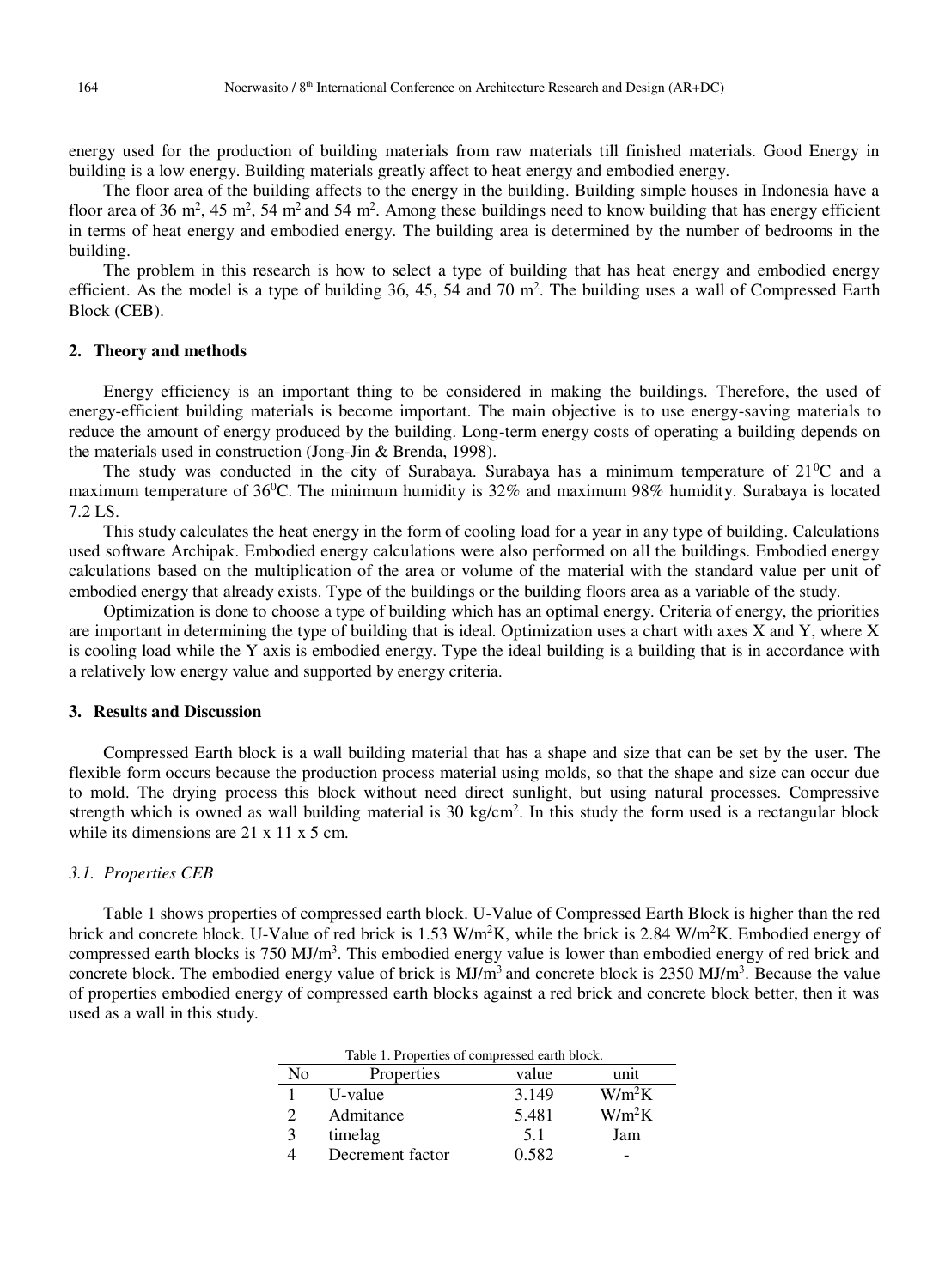energy used for the production of building materials from raw materials till finished materials. Good Energy in building is a low energy. Building materials greatly affect to heat energy and embodied energy.

The floor area of the building affects to the energy in the building. Building simple houses in Indonesia have a floor area of 36 m$^2$, 45 m$^2$, 54 m$^2$ and 54 m$^2$. Among these buildings need to know building that has energy efficient in terms of heat energy and embodied energy. The building area is determined by the number of bedrooms in the building.

The problem in this research is how to select a type of building that has heat energy and embodied energy efficient. As the model is a type of building 36, 45, 54 and 70 m$^2$. The building uses a wall of Compressed Earth Block (CEB).

## 2. Theory and methods

Energy efficiency is an important thing to be considered in making the buildings. Therefore, the used of energy-efficient building materials is become important. The main objective is to use energy-saving materials to reduce the amount of energy produced by the building. Long-term energy costs of operating a building depends on the materials used in construction (Jong-Jin & Brenda, 1998).

The study was conducted in the city of Surabaya. Surabaya has a minimum temperature of 21$^0$C and a maximum temperature of 36$^0$C. The minimum humidity is 32% and maximum 98% humidity. Surabaya is located 7.2 LS.

This study calculates the heat energy in the form of cooling load for a year in any type of building. Calculations used software Archipak. Embodied energy calculations were also performed on all the buildings. Embodied energy calculations based on the multiplication of the area or volume of the material with the standard value per unit of embodied energy that already exists. Type of the buildings or the building floors area as a variable of the study.

Optimization is done to choose a type of building which has an optimal energy. Criteria of energy, the priorities are important in determining the type of building that is ideal. Optimization uses a chart with axes X and Y, where X is cooling load while the Y axis is embodied energy. Type the ideal building is a building that is in accordance with a relatively low energy value and supported by energy criteria.

## 3. Results and Discussion

Compressed Earth block is a wall building material that has a shape and size that can be set by the user. The flexible form occurs because the production process material using molds, so that the shape and size can occur due to mold. The drying process this block without need direct sunlight, but using natural processes. Compressive strength which is owned as wall building material is 30 kg/cm$^2$. In this study the form used is a rectangular block while its dimensions are 21 x 11 x 5 cm.

### *3.1. Properties CEB*

Table 1 shows properties of compressed earth block. U-Value of Compressed Earth Block is higher than the red brick and concrete block. U-Value of red brick is 1.53 W/m$^2$K, while the brick is 2.84 W/m$^2$K. Embodied energy of compressed earth blocks is 750 MJ/m$^3$. This embodied energy value is lower than embodied energy of red brick and concrete block. The embodied energy value of brick is MJ/m$^3$ and concrete block is 2350 MJ/m$^3$. Because the value of properties embodied energy of compressed earth blocks against a red brick and concrete block better, then it was used as a wall in this study.

Table 1. Properties of compressed earth block.

| No | Properties | value | unit |
|---|---|---|---|
| 1 | U-value | 3.149 | W/m$^2$K |
| 2 | Admitance | 5.481 | W/m$^2$K |
| 3 | timelag | 5.1 | Jam |
| 4 | Decrement factor | 0.582 | - |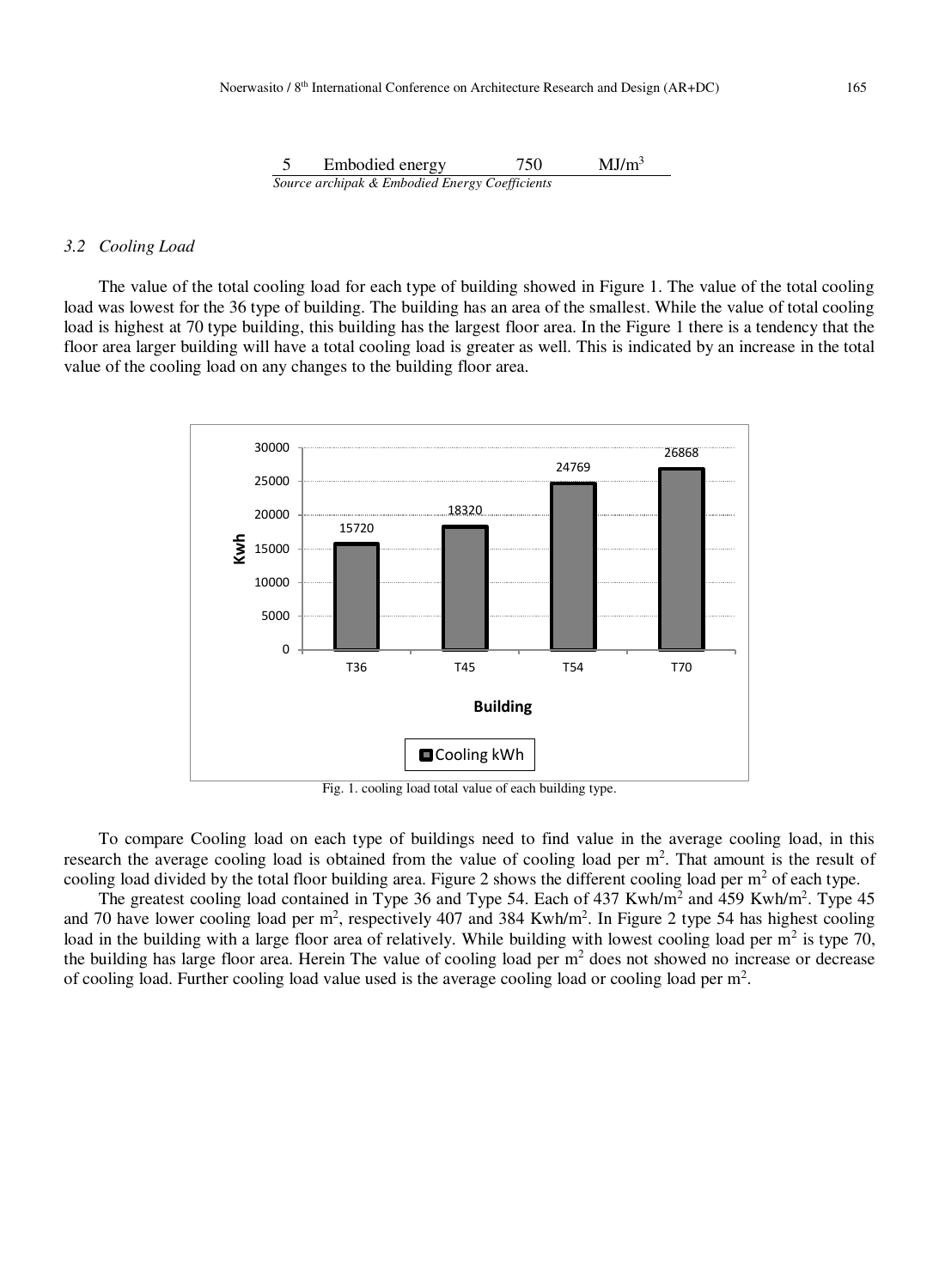| 5 | Embodied energy | 750 | $MJ/m^3$ |
|---|---|---|---|

*Source archipak & Embodied Energy Coefficients*

### *3.2 Cooling Load*

The value of the total cooling load for each type of building showed in Figure 1. The value of the total cooling load was lowest for the 36 type of building. The building has an area of the smallest. While the value of total cooling load is highest at 70 type building, this building has the largest floor area. In the Figure 1 there is a tendency that the floor area larger building will have a total cooling load is greater as well. This is indicated by an increase in the total value of the cooling load on any changes to the building floor area.

| Building | Cooling kWh |
|---|---|
| T36 | 15720 |
| T45 | 18320 |
| T54 | 24769 |
| T70 | 26868 |

Fig. 1. cooling load total value of each building type.

To compare Cooling load on each type of buildings need to find value in the average cooling load, in this research the average cooling load is obtained from the value of cooling load per $m^2$. That amount is the result of cooling load divided by the total floor building area. Figure 2 shows the different cooling load per $m^2$ of each type.

The greatest cooling load contained in Type 36 and Type 54. Each of 437 $Kwh/m^2$ and 459 $Kwh/m^2$. Type 45 and 70 have lower cooling load per $m^2$, respectively 407 and 384 $Kwh/m^2$. In Figure 2 type 54 has highest cooling load in the building with a large floor area of relatively. While building with lowest cooling load per $m^2$ is type 70, the building has large floor area. Herein The value of cooling load per $m^2$ does not showed no increase or decrease of cooling load. Further cooling load value used is the average cooling load or cooling load per $m^2$.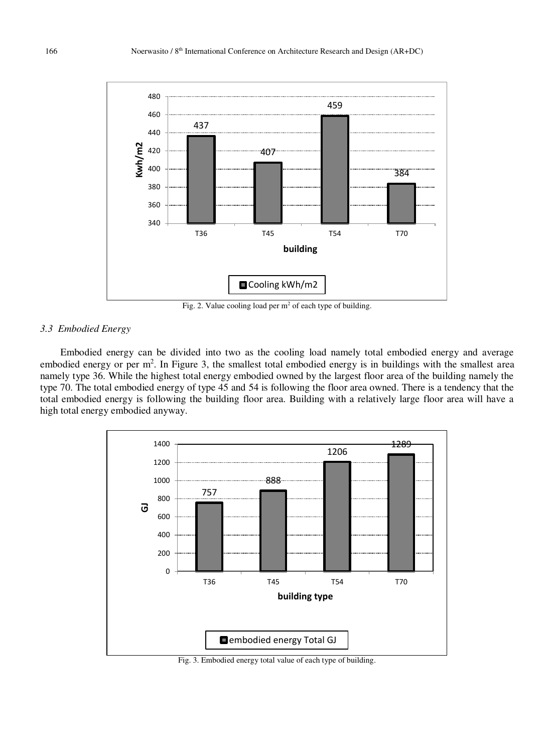Fig. 2. Value cooling load per m$^2$ of each type of building.

### 3.3 Embodied Energy

Embodied energy can be divided into two as the cooling load namely total embodied energy and average embodied energy or per m$^2$. In Figure 3, the smallest total embodied energy is in buildings with the smallest area namely type 36. While the highest total energy embodied owned by the largest floor area of the building namely the type 70. The total embodied energy of type 45 and 54 is following the floor area owned. There is a tendency that the total embodied energy is following the building floor area. Building with a relatively large floor area will have a high total energy embodied anyway.

Fig. 3. Embodied energy total value of each type of building.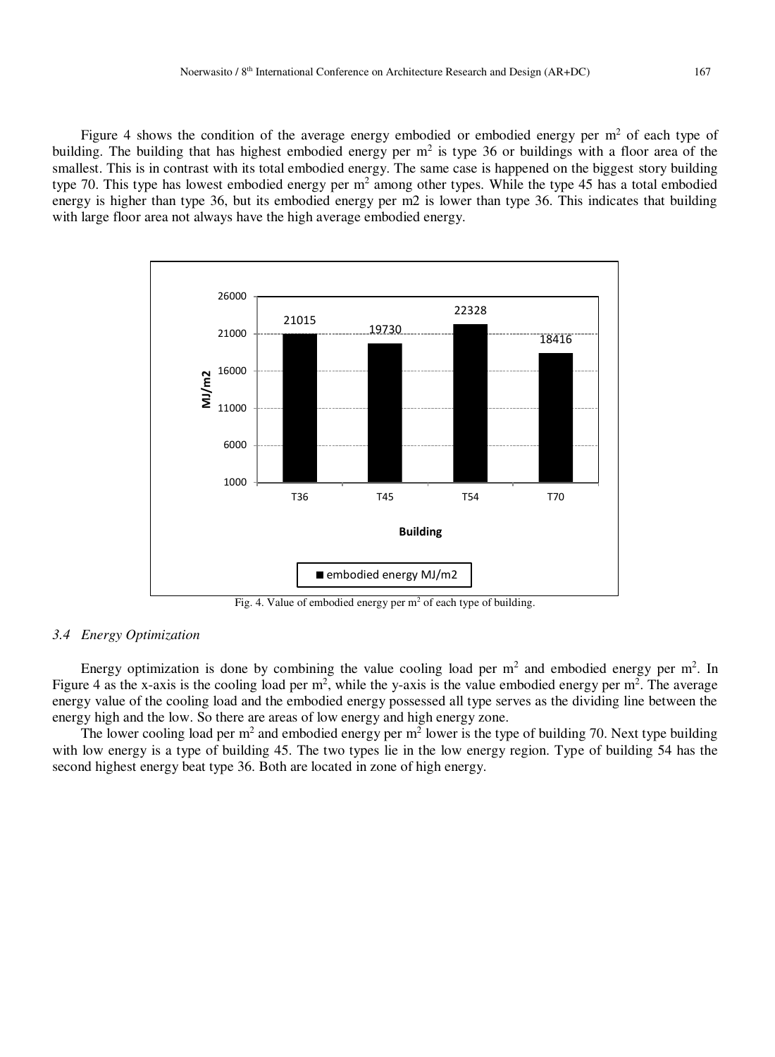Figure 4 shows the condition of the average energy embodied or embodied energy per m$^2$ of each type of building. The building that has highest embodied energy per m$^2$ is type 36 or buildings with a floor area of the smallest. This is in contrast with its total embodied energy. The same case is happened on the biggest story building type 70. This type has lowest embodied energy per m$^2$ among other types. While the type 45 has a total embodied energy is higher than type 36, but its embodied energy per m2 is lower than type 36. This indicates that building with large floor area not always have the high average embodied energy.

| Building | embodied energy MJ/m2 |
|---|---|
| T36 | 21015 |
| T45 | 19730 |
| T54 | 22328 |
| T70 | 18416 |

Fig. 4. Value of embodied energy per m$^2$ of each type of building.

### *3.4 Energy Optimization*

Energy optimization is done by combining the value cooling load per m$^2$ and embodied energy per m$^2$. In Figure 4 as the x-axis is the cooling load per m$^2$, while the y-axis is the value embodied energy per m$^2$. The average energy value of the cooling load and the embodied energy possessed all type serves as the dividing line between the energy high and the low. So there are areas of low energy and high energy zone.

The lower cooling load per m$^2$ and embodied energy per m$^2$ lower is the type of building 70. Next type building with low energy is a type of building 45. The two types lie in the low energy region. Type of building 54 has the second highest energy beat type 36. Both are located in zone of high energy.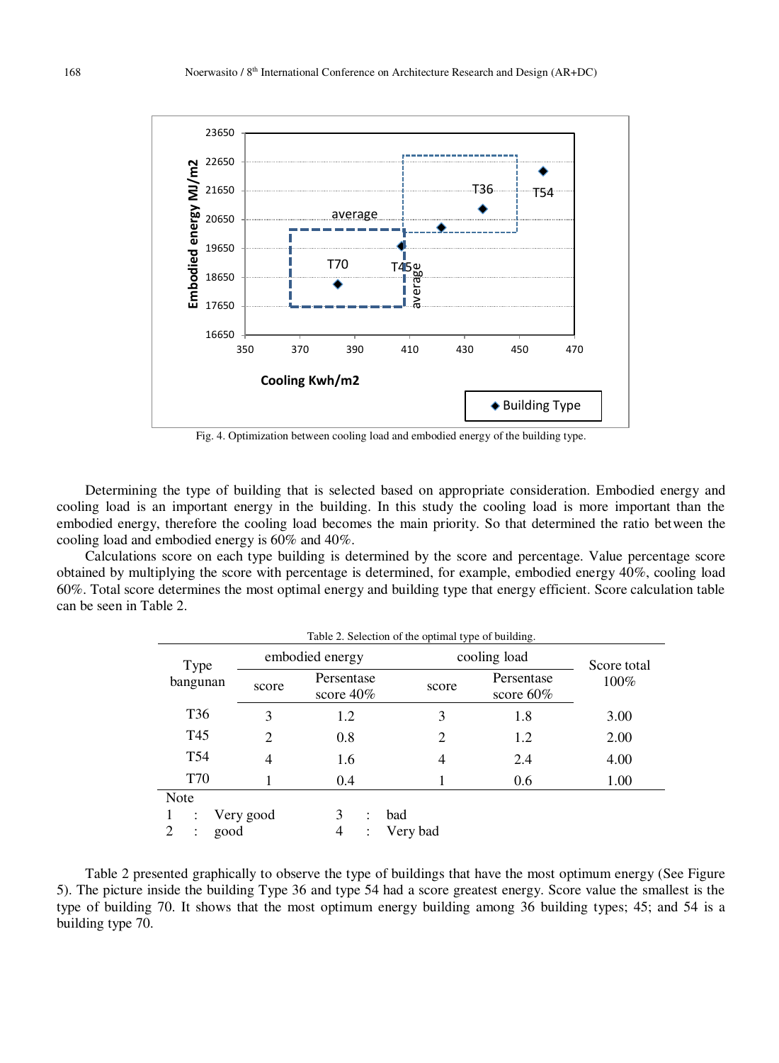Fig. 4. Optimization between cooling load and embodied energy of the building type.

Determining the type of building that is selected based on appropriate consideration. Embodied energy and cooling load is an important energy in the building. In this study the cooling load is more important than the embodied energy, therefore the cooling load becomes the main priority. So that determined the ratio between the cooling load and embodied energy is 60% and 40%.

Calculations score on each type building is determined by the score and percentage. Value percentage score obtained by multiplying the score with percentage is determined, for example, embodied energy 40%, cooling load 60%. Total score determines the most optimal energy and building type that energy efficient. Score calculation table can be seen in Table 2.

Table 2. Selection of the optimal type of building.

| Type bangunan | embodied energy | | cooling load | | Score total 100% |
|---|---|---|---|---|---|
| | score | Persentase score 40% | score | Persentase score 60% | |
| T36 | 3 | 1.2 | 3 | 1.8 | 3.00 |
| T45 | 2 | 0.8 | 2 | 1.2 | 2.00 |
| T54 | 4 | 1.6 | 4 | 2.4 | 4.00 |
| T70 | 1 | 0.4 | 1 | 0.6 | 1.00 |

Note

1 : Very good &nbsp;&nbsp;&nbsp; 3 : bad

2 : good &nbsp;&nbsp;&nbsp; 4 : Very bad

Table 2 presented graphically to observe the type of buildings that have the most optimum energy (See Figure 5). The picture inside the building Type 36 and type 54 had a score greatest energy. Score value the smallest is the type of building 70. It shows that the most optimum energy building among 36 building types; 45; and 54 is a building type 70.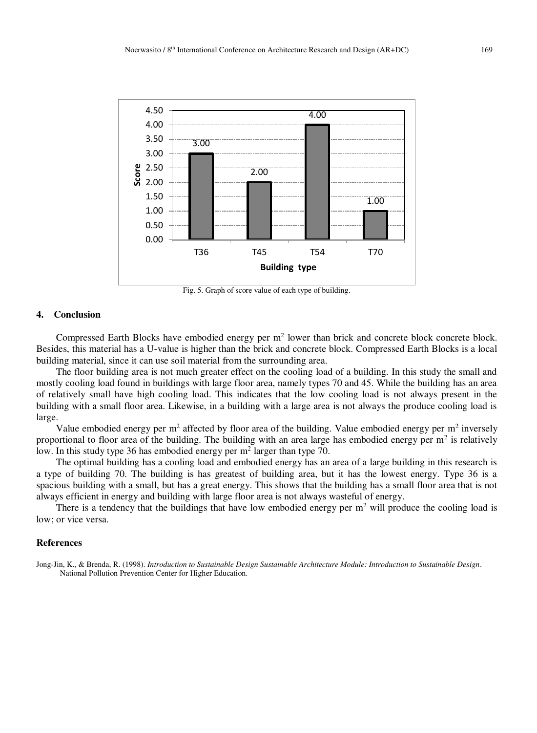4.50
4.00
3.50
3.00
2.50
2.00
1.50
1.00
0.50
0.00

Score

3.00
2.00
4.00
1.00

T36
T45
T54
T70

Building type

Fig. 5. Graph of score value of each type of building.

## 4. Conclusion

Compressed Earth Blocks have embodied energy per $m^2$ lower than brick and concrete block concrete block. Besides, this material has a U-value is higher than the brick and concrete block. Compressed Earth Blocks is a local building material, since it can use soil material from the surrounding area.

The floor building area is not much greater effect on the cooling load of a building. In this study the small and mostly cooling load found in buildings with large floor area, namely types 70 and 45. While the building has an area of relatively small have high cooling load. This indicates that the low cooling load is not always present in the building with a small floor area. Likewise, in a building with a large area is not always the produce cooling load is large.

Value embodied energy per $m^2$ affected by floor area of the building. Value embodied energy per $m^2$ inversely proportional to floor area of the building. The building with an area large has embodied energy per $m^2$ is relatively low. In this study type 36 has embodied energy per $m^2$ larger than type 70.

The optimal building has a cooling load and embodied energy has an area of a large building in this research is a type of building 70. The building is has greatest of building area, but it has the lowest energy. Type 36 is a spacious building with a small, but has a great energy. This shows that the building has a small floor area that is not always efficient in energy and building with large floor area is not always wasteful of energy.

There is a tendency that the buildings that have low embodied energy per $m^2$ will produce the cooling load is low; or vice versa.

## References

Jong-Jin, K., & Brenda, R. (1998). *Introduction to Sustainable Design Sustainable Architecture Module: Introduction to Sustainable Design*. National Pollution Prevention Center for Higher Education.